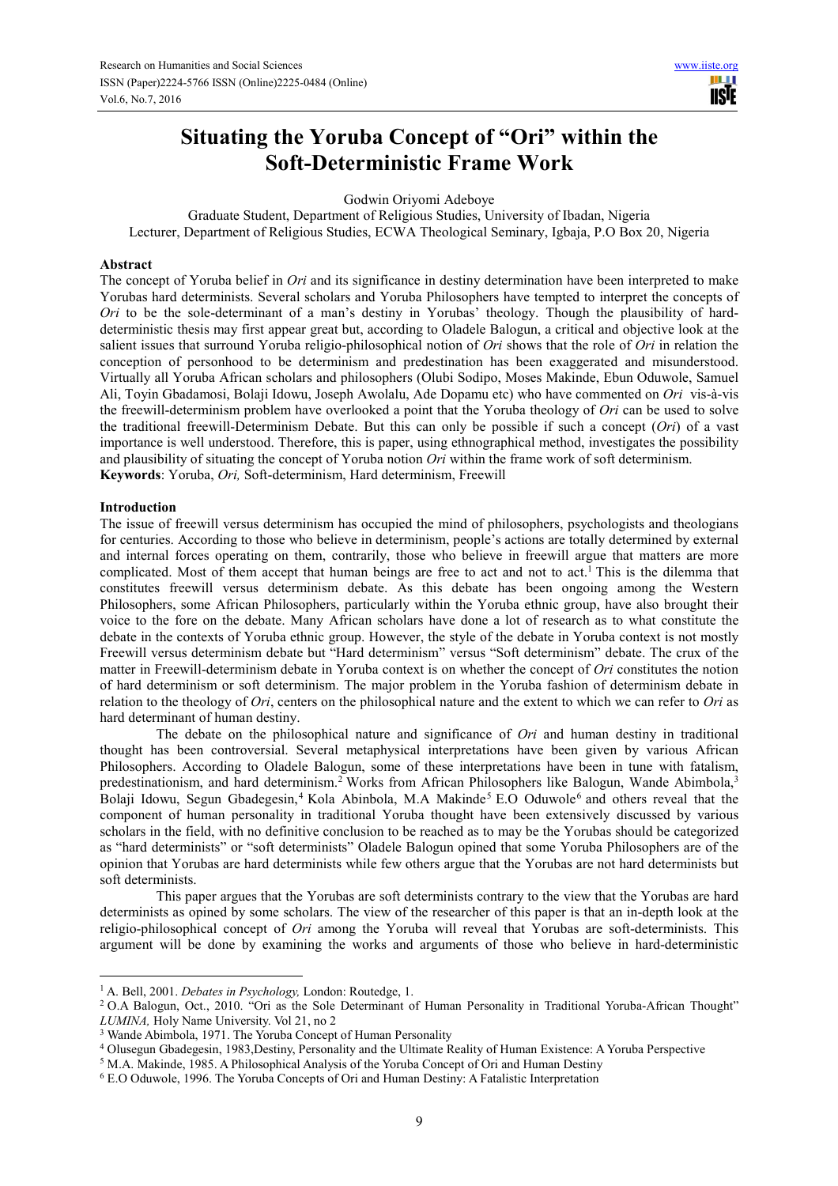# Situating the Yoruba Concept of "Ori" within the Soft-Deterministic Frame Work

Godwin Oriyomi Adeboye

Graduate Student, Department of Religious Studies, University of Ibadan, Nigeria
Lecturer, Department of Religious Studies, ECWA Theological Seminary, Igbaja, P.O Box 20, Nigeria

**Abstract**

The concept of Yoruba belief in *Ori* and its significance in destiny determination have been interpreted to make Yorubas hard determinists. Several scholars and Yoruba Philosophers have tempted to interpret the concepts of *Ori* to be the sole-determinant of a man's destiny in Yorubas' theology. Though the plausibility of hard-deterministic thesis may first appear great but, according to Oladele Balogun, a critical and objective look at the salient issues that surround Yoruba religio-philosophical notion of *Ori* shows that the role of *Ori* in relation the conception of personhood to be determinism and predestination has been exaggerated and misunderstood. Virtually all Yoruba African scholars and philosophers (Olubi Sodipo, Moses Makinde, Ebun Oduwole, Samuel Ali, Toyin Gbadamosi, Bolaji Idowu, Joseph Awolalu, Ade Dopamu etc) who have commented on *Ori* vis-à-vis the freewill-determinism problem have overlooked a point that the Yoruba theology of *Ori* can be used to solve the traditional freewill-Determinism Debate. But this can only be possible if such a concept (*Ori*) of a vast importance is well understood. Therefore, this is paper, using ethnographical method, investigates the possibility and plausibility of situating the concept of Yoruba notion *Ori* within the frame work of soft determinism.

**Keywords**: Yoruba, *Ori,* Soft-determinism, Hard determinism, Freewill

## Introduction

The issue of freewill versus determinism has occupied the mind of philosophers, psychologists and theologians for centuries. According to those who believe in determinism, people's actions are totally determined by external and internal forces operating on them, contrarily, those who believe in freewill argue that matters are more complicated. Most of them accept that human beings are free to act and not to act.[1] This is the dilemma that constitutes freewill versus determinism debate. As this debate has been ongoing among the Western Philosophers, some African Philosophers, particularly within the Yoruba ethnic group, have also brought their voice to the fore on the debate. Many African scholars have done a lot of research as to what constitute the debate in the contexts of Yoruba ethnic group. However, the style of the debate in Yoruba context is not mostly Freewill versus determinism debate but "Hard determinism" versus "Soft determinism" debate. The crux of the matter in Freewill-determinism debate in Yoruba context is on whether the concept of *Ori* constitutes the notion of hard determinism or soft determinism. The major problem in the Yoruba fashion of determinism debate in relation to the theology of *Ori*, centers on the philosophical nature and the extent to which we can refer to *Ori* as hard determinant of human destiny.

The debate on the philosophical nature and significance of *Ori* and human destiny in traditional thought has been controversial. Several metaphysical interpretations have been given by various African Philosophers. According to Oladele Balogun, some of these interpretations have been in tune with fatalism, predestinationism, and hard determinism.[2] Works from African Philosophers like Balogun, Wande Abimbola,[3] Bolaji Idowu, Segun Gbadegesin,[4] Kola Abinbola, M.A Makinde[5] E.O Oduwole[6] and others reveal that the component of human personality in traditional Yoruba thought have been extensively discussed by various scholars in the field, with no definitive conclusion to be reached as to may be the Yorubas should be categorized as "hard determinists" or "soft determinists" Oladele Balogun opined that some Yoruba Philosophers are of the opinion that Yorubas are hard determinists while few others argue that the Yorubas are not hard determinists but soft determinists.

This paper argues that the Yorubas are soft determinists contrary to the view that the Yorubas are hard determinists as opined by some scholars. The view of the researcher of this paper is that an in-depth look at the religio-philosophical concept of *Ori* among the Yoruba will reveal that Yorubas are soft-determinists. This argument will be done by examining the works and arguments of those who believe in hard-deterministic

---

[1] A. Bell, 2001. *Debates in Psychology,* London: Routedge, 1.

[2] O.A Balogun, Oct., 2010. "Ori as the Sole Determinant of Human Personality in Traditional Yoruba-African Thought" *LUMINA,* Holy Name University. Vol 21, no 2

[3] Wande Abimbola, 1971. The Yoruba Concept of Human Personality

[4] Olusegun Gbadegesin, 1983,Destiny, Personality and the Ultimate Reality of Human Existence: A Yoruba Perspective

[5] M.A. Makinde, 1985. A Philosophical Analysis of the Yoruba Concept of Ori and Human Destiny

[6] E.O Oduwole, 1996. The Yoruba Concepts of Ori and Human Destiny: A Fatalistic Interpretation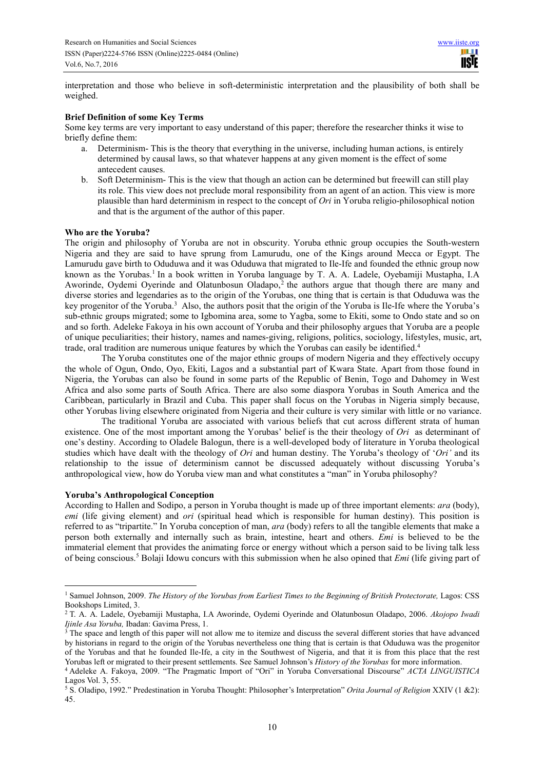interpretation and those who believe in soft-deterministic interpretation and the plausibility of both shall be weighed.

**Brief Definition of some Key Terms**

Some key terms are very important to easy understand of this paper; therefore the researcher thinks it wise to briefly define them:

a. Determinism- This is the theory that everything in the universe, including human actions, is entirely determined by causal laws, so that whatever happens at any given moment is the effect of some antecedent causes.
b. Soft Determinism- This is the view that though an action can be determined but freewill can still play its role. This view does not preclude moral responsibility from an agent of an action. This view is more plausible than hard determinism in respect to the concept of *Ori* in Yoruba religio-philosophical notion and that is the argument of the author of this paper.

**Who are the Yoruba?**

The origin and philosophy of Yoruba are not in obscurity. Yoruba ethnic group occupies the South-western Nigeria and they are said to have sprung from Lamurudu, one of the Kings around Mecca or Egypt. The Lamurudu gave birth to Oduduwa and it was Oduduwa that migrated to Ile-Ife and founded the ethnic group now known as the Yorubas.[1] In a book written in Yoruba language by T. A. A. Ladele, Oyebamiji Mustapha, I.A Aworinde, Oydemi Oyerinde and Olatunbosun Oladapo,[2] the authors argue that though there are many and diverse stories and legendaries as to the origin of the Yorubas, one thing that is certain is that Oduduwa was the key progenitor of the Yoruba.[3] Also, the authors posit that the origin of the Yoruba is Ile-Ife where the Yoruba's sub-ethnic groups migrated; some to Igbomina area, some to Yagba, some to Ekiti, some to Ondo state and so on and so forth. Adeleke Fakoya in his own account of Yoruba and their philosophy argues that Yoruba are a people of unique peculiarities; their history, names and names-giving, religions, politics, sociology, lifestyles, music, art, trade, oral tradition are numerous unique features by which the Yorubas can easily be identified.[4]

The Yoruba constitutes one of the major ethnic groups of modern Nigeria and they effectively occupy the whole of Ogun, Ondo, Oyo, Ekiti, Lagos and a substantial part of Kwara State. Apart from those found in Nigeria, the Yorubas can also be found in some parts of the Republic of Benin, Togo and Dahomey in West Africa and also some parts of South Africa. There are also some diaspora Yorubas in South America and the Caribbean, particularly in Brazil and Cuba. This paper shall focus on the Yorubas in Nigeria simply because, other Yorubas living elsewhere originated from Nigeria and their culture is very similar with little or no variance.

The traditional Yoruba are associated with various beliefs that cut across different strata of human existence. One of the most important among the Yorubas' belief is the their theology of *Ori* as determinant of one's destiny. According to Oladele Balogun, there is a well-developed body of literature in Yoruba theological studies which have dealt with the theology of *Ori* and human destiny. The Yoruba's theology of '*Ori'* and its relationship to the issue of determinism cannot be discussed adequately without discussing Yoruba's anthropological view, how do Yoruba view man and what constitutes a "man" in Yoruba philosophy?

**Yoruba's Anthropological Conception**

According to Hallen and Sodipo, a person in Yoruba thought is made up of three important elements: *ara* (body), *emi* (life giving element) and *ori* (spiritual head which is responsible for human destiny). This position is referred to as "tripartite." In Yoruba conception of man, *ara* (body) refers to all the tangible elements that make a person both externally and internally such as brain, intestine, heart and others. *Emi* is believed to be the immaterial element that provides the animating force or energy without which a person said to be living talk less of being conscious.[5] Bolaji Idowu concurs with this submission when he also opined that *Emi* (life giving part of

---

[1] Samuel Johnson, 2009. *The History of the Yorubas from Earliest Times to the Beginning of British Protectorate,* Lagos: CSS Bookshops Limited, 3.

[2] T. A. A. Ladele, Oyebamiji Mustapha, I.A Aworinde, Oydemi Oyerinde and Olatunbosun Oladapo, 2006. *Akojopo Iwadi Ijinle Asa Yoruba,* Ibadan: Gavima Press, 1.

[3] The space and length of this paper will not allow me to itemize and discuss the several different stories that have advanced by historians in regard to the origin of the Yorubas nevertheless one thing that is certain is that Oduduwa was the progenitor of the Yorubas and that he founded Ile-Ife, a city in the Southwest of Nigeria, and that it is from this place that the rest Yorubas left or migrated to their present settlements. See Samuel Johnson's *History of the Yorubas* for more information.

[4] Adeleke A. Fakoya, 2009. "The Pragmatic Import of "Ori" in Yoruba Conversational Discourse" *ACTA LINGUISTICA* Lagos Vol. 3, 55.

[5] S. Oladipo, 1992." Predestination in Yoruba Thought: Philosopher's Interpretation" *Orita Journal of Religion* XXIV (1 &2): 45.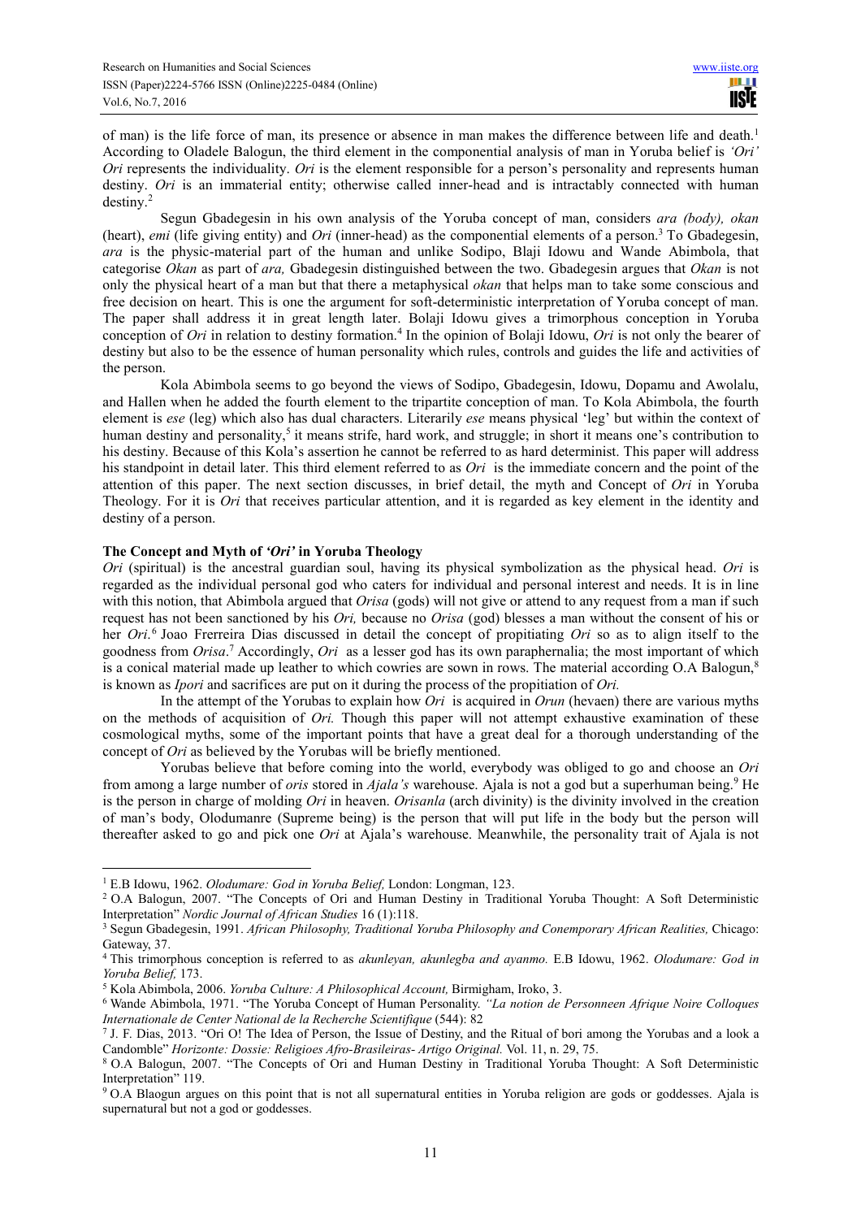of man) is the life force of man, its presence or absence in man makes the difference between life and death.[1] According to Oladele Balogun, the third element in the componential analysis of man in Yoruba belief is *'Ori' Ori* represents the individuality. *Ori* is the element responsible for a person's personality and represents human destiny. *Ori* is an immaterial entity; otherwise called inner-head and is intractably connected with human destiny.[2]

Segun Gbadegesin in his own analysis of the Yoruba concept of man, considers *ara (body), okan* (heart), *emi* (life giving entity) and *Ori* (inner-head) as the componential elements of a person.[3] To Gbadegesin, *ara* is the physic-material part of the human and unlike Sodipo, Blaji Idowu and Wande Abimbola, that categorise *Okan* as part of *ara,* Gbadegesin distinguished between the two. Gbadegesin argues that *Okan* is not only the physical heart of a man but that there a metaphysical *okan* that helps man to take some conscious and free decision on heart. This is one the argument for soft-deterministic interpretation of Yoruba concept of man. The paper shall address it in great length later. Bolaji Idowu gives a trimorphous conception in Yoruba conception of *Ori* in relation to destiny formation.[4] In the opinion of Bolaji Idowu, *Ori* is not only the bearer of destiny but also to be the essence of human personality which rules, controls and guides the life and activities of the person.

Kola Abimbola seems to go beyond the views of Sodipo, Gbadegesin, Idowu, Dopamu and Awolalu, and Hallen when he added the fourth element to the tripartite conception of man. To Kola Abimbola, the fourth element is *ese* (leg) which also has dual characters. Literarily *ese* means physical 'leg' but within the context of human destiny and personality,[5] it means strife, hard work, and struggle; in short it means one's contribution to his destiny. Because of this Kola's assertion he cannot be referred to as hard determinist. This paper will address his standpoint in detail later. This third element referred to as *Ori* is the immediate concern and the point of the attention of this paper. The next section discusses, in brief detail, the myth and Concept of *Ori* in Yoruba Theology. For it is *Ori* that receives particular attention, and it is regarded as key element in the identity and destiny of a person.

## The Concept and Myth of *'Ori'* in Yoruba Theology

*Ori* (spiritual) is the ancestral guardian soul, having its physical symbolization as the physical head. *Ori* is regarded as the individual personal god who caters for individual and personal interest and needs. It is in line with this notion, that Abimbola argued that *Orisa* (gods) will not give or attend to any request from a man if such request has not been sanctioned by his *Ori,* because no *Orisa* (god) blesses a man without the consent of his or her *Ori*.[6] Joao Frerreira Dias discussed in detail the concept of propitiating *Ori* so as to align itself to the goodness from *Orisa*.[7] Accordingly, *Ori* as a lesser god has its own paraphernalia; the most important of which is a conical material made up leather to which cowries are sown in rows. The material according O.A Balogun,[8] is known as *Ipori* and sacrifices are put on it during the process of the propitiation of *Ori.*

In the attempt of the Yorubas to explain how *Ori* is acquired in *Orun* (hevaen) there are various myths on the methods of acquisition of *Ori.* Though this paper will not attempt exhaustive examination of these cosmological myths, some of the important points that have a great deal for a thorough understanding of the concept of *Ori* as believed by the Yorubas will be briefly mentioned.

Yorubas believe that before coming into the world, everybody was obliged to go and choose an *Ori* from among a large number of *oris* stored in *Ajala's* warehouse. Ajala is not a god but a superhuman being.[9] He is the person in charge of molding *Ori* in heaven. *Orisanla* (arch divinity) is the divinity involved in the creation of man's body, Olodumanre (Supreme being) is the person that will put life in the body but the person will thereafter asked to go and pick one *Ori* at Ajala's warehouse. Meanwhile, the personality trait of Ajala is not

---

[1] E.B Idowu, 1962. *Olodumare: God in Yoruba Belief,* London: Longman, 123.

[2] O.A Balogun, 2007. "The Concepts of Ori and Human Destiny in Traditional Yoruba Thought: A Soft Deterministic Interpretation" *Nordic Journal of African Studies* 16 (1):118.

[3] Segun Gbadegesin, 1991. *African Philosophy, Traditional Yoruba Philosophy and Conemporary African Realities,* Chicago: Gateway, 37.

[4] This trimorphous conception is referred to as *akunleyan, akunlegba and ayanmo.* E.B Idowu, 1962. *Olodumare: God in Yoruba Belief,* 173.

[5] Kola Abimbola, 2006. *Yoruba Culture: A Philosophical Account,* Birmigham, Iroko, 3.

[6] Wande Abimbola, 1971. "The Yoruba Concept of Human Personality. *"La notion de Personneen Afrique Noire Colloques Internationale de Center National de la Recherche Scientifique* (544): 82

[7] J. F. Dias, 2013. "Ori O! The Idea of Person, the Issue of Destiny, and the Ritual of bori among the Yorubas and a look a Candomble" *Horizonte: Dossie: Religioes Afro-Brasileiras- Artigo Original.* Vol. 11, n. 29, 75.

[8] O.A Balogun, 2007. "The Concepts of Ori and Human Destiny in Traditional Yoruba Thought: A Soft Deterministic Interpretation" 119.

[9] O.A Blaogun argues on this point that is not all supernatural entities in Yoruba religion are gods or goddesses. Ajala is supernatural but not a god or goddesses.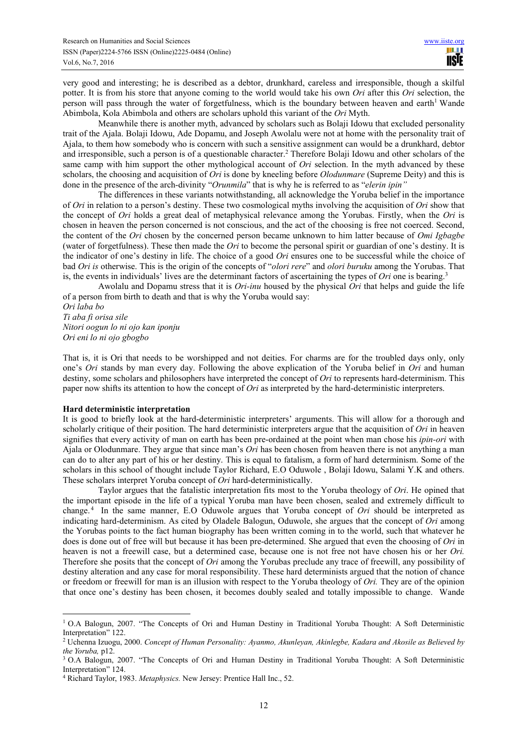very good and interesting; he is described as a debtor, drunkhard, careless and irresponsible, though a skilful potter. It is from his store that anyone coming to the world would take his own *Ori* after this *Ori* selection, the person will pass through the water of forgetfulness, which is the boundary between heaven and earth[1] Wande Abimbola, Kola Abimbola and others are scholars uphold this variant of the *Ori* Myth.

Meanwhile there is another myth, advanced by scholars such as Bolaji Idowu that excluded personality trait of the Ajala. Bolaji Idowu, Ade Dopamu, and Joseph Awolalu were not at home with the personality trait of Ajala, to them how somebody who is concern with such a sensitive assignment can would be a drunkhard, debtor and irresponsible, such a person is of a questionable character.[2] Therefore Bolaji Idowu and other scholars of the same camp with him support the other mythological account of *Ori* selection. In the myth advanced by these scholars, the choosing and acquisition of *Ori* is done by kneeling before *Olodunmare* (Supreme Deity) and this is done in the presence of the arch-divinity "*Orunmila*" that is why he is referred to as "*elerin ipin"*

The differences in these variants notwithstanding, all acknowledge the Yoruba belief in the importance of *Ori* in relation to a person's destiny. These two cosmological myths involving the acquisition of *Ori* show that the concept of *Ori* holds a great deal of metaphysical relevance among the Yorubas. Firstly, when the *Ori* is chosen in heaven the person concerned is not conscious, and the act of the choosing is free not coerced. Second, the content of the *Ori* chosen by the concerned person became unknown to him latter because of *Omi Igbagbe* (water of forgetfulness). These then made the *Ori* to become the personal spirit or guardian of one's destiny. It is the indicator of one's destiny in life. The choice of a good *Ori* ensures one to be successful while the choice of bad *Ori is* otherwise. This is the origin of the concepts of "*olori rere*" and *olori buruku* among the Yorubas. That is, the events in individuals' lives are the determinant factors of ascertaining the types of *Ori* one is bearing.[3]

Awolalu and Dopamu stress that it is *Ori-inu* housed by the physical *Ori* that helps and guide the life of a person from birth to death and that is why the Yoruba would say:

*Ori laba bo*
*Ti aba fi orisa sile*
*Nitori oogun lo ni ojo kan iponju*
*Ori eni lo ni ojo gbogbo*

That is, it is Ori that needs to be worshipped and not deities. For charms are for the troubled days only, only one's *Ori* stands by man every day. Following the above explication of the Yoruba belief in *Ori* and human destiny, some scholars and philosophers have interpreted the concept of *Ori* to represents hard-determinism. This paper now shifts its attention to how the concept of *Ori* as interpreted by the hard-deterministic interpreters.

**Hard deterministic interpretation**

It is good to briefly look at the hard-deterministic interpreters' arguments. This will allow for a thorough and scholarly critique of their position. The hard deterministic interpreters argue that the acquisition of *Ori* in heaven signifies that every activity of man on earth has been pre-ordained at the point when man chose his *ipin-ori* with Ajala or Olodunmare. They argue that since man's *Ori* has been chosen from heaven there is not anything a man can do to alter any part of his or her destiny. This is equal to fatalism, a form of hard determinism. Some of the scholars in this school of thought include Taylor Richard, E.O Oduwole , Bolaji Idowu, Salami Y.K and others. These scholars interpret Yoruba concept of *Ori* hard-deterministically.

Taylor argues that the fatalistic interpretation fits most to the Yoruba theology of *Ori*. He opined that the important episode in the life of a typical Yoruba man have been chosen, sealed and extremely difficult to change.[4] In the same manner, E.O Oduwole argues that Yoruba concept of *Ori* should be interpreted as indicating hard-determinism. As cited by Oladele Balogun, Oduwole, she argues that the concept of *Ori* among the Yorubas points to the fact human biography has been written coming in to the world, such that whatever he does is done out of free will but because it has been pre-determined. She argued that even the choosing of *Ori* in heaven is not a freewill case, but a determined case, because one is not free not have chosen his or her *Ori.* Therefore she posits that the concept of *Ori* among the Yorubas preclude any trace of freewill, any possibility of destiny alteration and any case for moral responsibility. These hard determinists argued that the notion of chance or freedom or freewill for man is an illusion with respect to the Yoruba theology of *Ori.* They are of the opinion that once one's destiny has been chosen, it becomes doubly sealed and totally impossible to change. Wande

---

[1] O.A Balogun, 2007. "The Concepts of Ori and Human Destiny in Traditional Yoruba Thought: A Soft Deterministic Interpretation" 122.

[2] Uchenna Izuogu, 2000. *Concept of Human Personality: Ayanmo, Akunleyan, Akinlegbe, Kadara and Akosile as Believed by the Yoruba,* p12.

[3] O.A Balogun, 2007. "The Concepts of Ori and Human Destiny in Traditional Yoruba Thought: A Soft Deterministic Interpretation" 124.

[4] Richard Taylor, 1983. *Metaphysics.* New Jersey: Prentice Hall Inc., 52.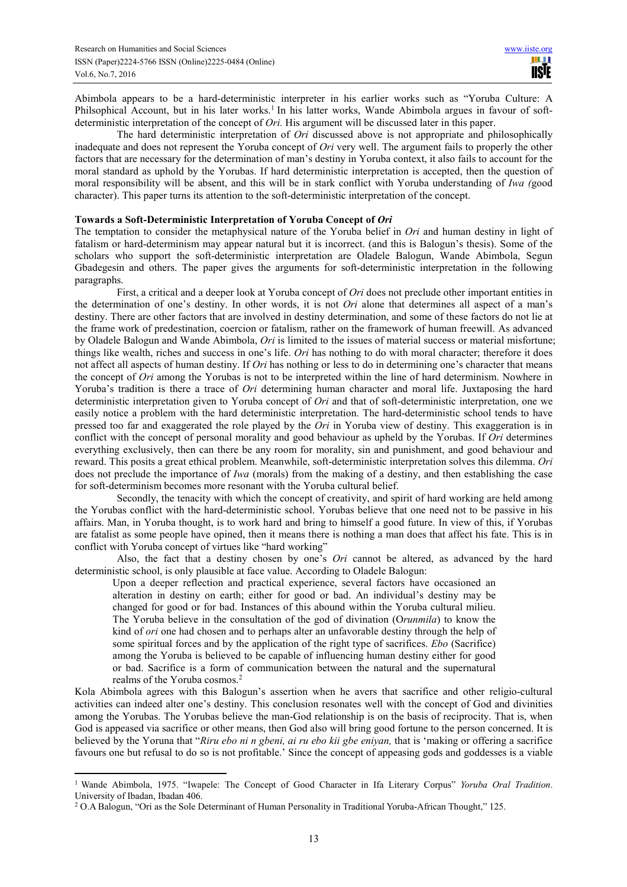Abimbola appears to be a hard-deterministic interpreter in his earlier works such as "Yoruba Culture: A Philsolpical Account, but in his later works.[1] In his latter works, Wande Abimbola argues in favour of soft-deterministic interpretation of the concept of *Ori.* His argument will be discussed later in this paper.

The hard deterministic interpretation of *Ori* discussed above is not appropriate and philosophically inadequate and does not represent the Yoruba concept of *Ori* very well. The argument fails to properly the other factors that are necessary for the determination of man's destiny in Yoruba context, it also fails to account for the moral standard as uphold by the Yorubas. If hard deterministic interpretation is accepted, then the question of moral responsibility will be absent, and this will be in stark conflict with Yoruba understanding of *Iwa (*good character). This paper turns its attention to the soft-deterministic interpretation of the concept.

**Towards a Soft-Deterministic Interpretation of Yoruba Concept of *Ori***

The temptation to consider the metaphysical nature of the Yoruba belief in *Ori* and human destiny in light of fatalism or hard-determinism may appear natural but it is incorrect. (and this is Balogun's thesis). Some of the scholars who support the soft-deterministic interpretation are Oladele Balogun, Wande Abimbola, Segun Gbadegesin and others. The paper gives the arguments for soft-deterministic interpretation in the following paragraphs.

First, a critical and a deeper look at Yoruba concept of *Ori* does not preclude other important entities in the determination of one's destiny. In other words, it is not *Ori* alone that determines all aspect of a man's destiny. There are other factors that are involved in destiny determination, and some of these factors do not lie at the frame work of predestination, coercion or fatalism, rather on the framework of human freewill. As advanced by Oladele Balogun and Wande Abimbola, *Ori* is limited to the issues of material success or material misfortune; things like wealth, riches and success in one's life. *Ori* has nothing to do with moral character; therefore it does not affect all aspects of human destiny. If *Ori* has nothing or less to do in determining one's character that means the concept of *Ori* among the Yorubas is not to be interpreted within the line of hard determinism. Nowhere in Yoruba's tradition is there a trace of *Ori* determining human character and moral life. Juxtaposing the hard deterministic interpretation given to Yoruba concept of *Ori* and that of soft-deterministic interpretation, one we easily notice a problem with the hard deterministic interpretation. The hard-deterministic school tends to have pressed too far and exaggerated the role played by the *Ori* in Yoruba view of destiny. This exaggeration is in conflict with the concept of personal morality and good behaviour as upheld by the Yorubas. If *Ori* determines everything exclusively, then can there be any room for morality, sin and punishment, and good behaviour and reward. This posits a great ethical problem. Meanwhile, soft-deterministic interpretation solves this dilemma. *Ori* does not preclude the importance of *Iwa* (morals) from the making of a destiny, and then establishing the case for soft-determinism becomes more resonant with the Yoruba cultural belief.

Secondly, the tenacity with which the concept of creativity, and spirit of hard working are held among the Yorubas conflict with the hard-deterministic school. Yorubas believe that one need not to be passive in his affairs. Man, in Yoruba thought, is to work hard and bring to himself a good future. In view of this, if Yorubas are fatalist as some people have opined, then it means there is nothing a man does that affect his fate. This is in conflict with Yoruba concept of virtues like "hard working"

Also, the fact that a destiny chosen by one's *Ori* cannot be altered, as advanced by the hard deterministic school, is only plausible at face value. According to Oladele Balogun:

> Upon a deeper reflection and practical experience, several factors have occasioned an alteration in destiny on earth; either for good or bad. An individual's destiny may be changed for good or for bad. Instances of this abound within the Yoruba cultural milieu. The Yoruba believe in the consultation of the god of divination (O*runmila*) to know the kind of *ori* one had chosen and to perhaps alter an unfavorable destiny through the help of some spiritual forces and by the application of the right type of sacrifices. *Ebo* (Sacrifice) among the Yoruba is believed to be capable of influencing human destiny either for good or bad. Sacrifice is a form of communication between the natural and the supernatural realms of the Yoruba cosmos.[2]

Kola Abimbola agrees with this Balogun's assertion when he avers that sacrifice and other religio-cultural activities can indeed alter one's destiny. This conclusion resonates well with the concept of God and divinities among the Yorubas. The Yorubas believe the man-God relationship is on the basis of reciprocity. That is, when God is appeased via sacrifice or other means, then God also will bring good fortune to the person concerned. It is believed by the Yoruna that "*Riru ebo ni n gbeni, ai ru ebo kii gbe eniyan,* that is 'making or offering a sacrifice favours one but refusal to do so is not profitable.' Since the concept of appeasing gods and goddesses is a viable

---

[1] Wande Abimbola, 1975. "Iwapele: The Concept of Good Character in Ifa Literary Corpus" *Yoruba Oral Tradition*. University of Ibadan, Ibadan 406.

[2] O.A Balogun, "Ori as the Sole Determinant of Human Personality in Traditional Yoruba-African Thought," 125.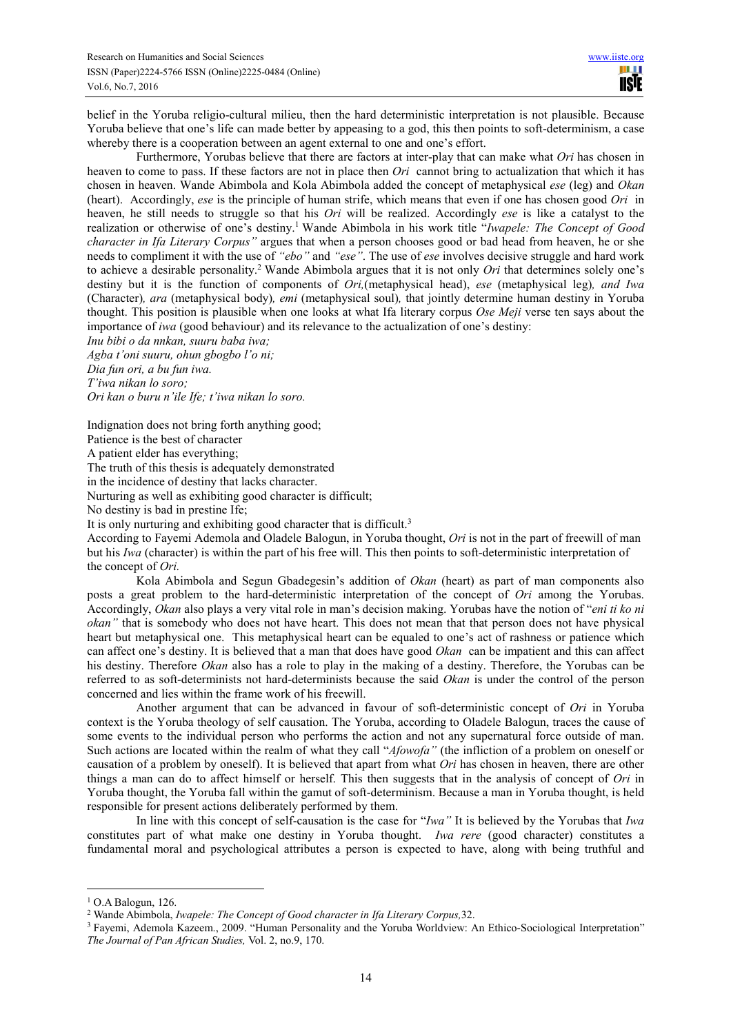belief in the Yoruba religio-cultural milieu, then the hard deterministic interpretation is not plausible. Because Yoruba believe that one's life can made better by appeasing to a god, this then points to soft-determinism, a case whereby there is a cooperation between an agent external to one and one's effort.

Furthermore, Yorubas believe that there are factors at inter-play that can make what *Ori* has chosen in heaven to come to pass. If these factors are not in place then *Ori* cannot bring to actualization that which it has chosen in heaven. Wande Abimbola and Kola Abimbola added the concept of metaphysical *ese* (leg) and *Okan* (heart). Accordingly, *ese* is the principle of human strife, which means that even if one has chosen good *Ori* in heaven, he still needs to struggle so that his *Ori* will be realized. Accordingly *ese* is like a catalyst to the realization or otherwise of one's destiny.[1] Wande Abimbola in his work title "*Iwapele: The Concept of Good character in Ifa Literary Corpus"* argues that when a person chooses good or bad head from heaven, he or she needs to compliment it with the use of *"ebo"* and *"ese"*. The use of *ese* involves decisive struggle and hard work to achieve a desirable personality.[2] Wande Abimbola argues that it is not only *Ori* that determines solely one's destiny but it is the function of components of *Ori,*(metaphysical head), *ese* (metaphysical leg)*, and Iwa* (Character)*, ara* (metaphysical body)*, emi* (metaphysical soul)*,* that jointly determine human destiny in Yoruba thought. This position is plausible when one looks at what Ifa literary corpus *Ose Meji* verse ten says about the importance of *iwa* (good behaviour) and its relevance to the actualization of one's destiny:

*Inu bibi o da nnkan, suuru baba iwa;*
*Agba t'oni suuru, ohun gbogbo l'o ni;*
*Dia fun ori, a bu fun iwa.*
*T'iwa nikan lo soro;*
*Ori kan o buru n'ile Ife; t'iwa nikan lo soro.*

Indignation does not bring forth anything good;
Patience is the best of character
A patient elder has everything;
The truth of this thesis is adequately demonstrated
in the incidence of destiny that lacks character.
Nurturing as well as exhibiting good character is difficult;
No destiny is bad in prestine Ife;
It is only nurturing and exhibiting good character that is difficult.[3]

According to Fayemi Ademola and Oladele Balogun, in Yoruba thought, *Ori* is not in the part of freewill of man but his *Iwa* (character) is within the part of his free will. This then points to soft-deterministic interpretation of the concept of *Ori.*

Kola Abimbola and Segun Gbadegesin's addition of *Okan* (heart) as part of man components also posts a great problem to the hard-deterministic interpretation of the concept of *Ori* among the Yorubas. Accordingly, *Okan* also plays a very vital role in man's decision making. Yorubas have the notion of "*eni ti ko ni okan"* that is somebody who does not have heart. This does not mean that that person does not have physical heart but metaphysical one. This metaphysical heart can be equaled to one's act of rashness or patience which can affect one's destiny. It is believed that a man that does have good *Okan* can be impatient and this can affect his destiny. Therefore *Okan* also has a role to play in the making of a destiny. Therefore, the Yorubas can be referred to as soft-determinists not hard-determinists because the said *Okan* is under the control of the person concerned and lies within the frame work of his freewill.

Another argument that can be advanced in favour of soft-deterministic concept of *Ori* in Yoruba context is the Yoruba theology of self causation. The Yoruba, according to Oladele Balogun, traces the cause of some events to the individual person who performs the action and not any supernatural force outside of man. Such actions are located within the realm of what they call "*Afowofa"* (the infliction of a problem on oneself or causation of a problem by oneself). It is believed that apart from what *Ori* has chosen in heaven, there are other things a man can do to affect himself or herself. This then suggests that in the analysis of concept of *Ori* in Yoruba thought, the Yoruba fall within the gamut of soft-determinism. Because a man in Yoruba thought, is held responsible for present actions deliberately performed by them.

In line with this concept of self-causation is the case for "*Iwa"* It is believed by the Yorubas that *Iwa* constitutes part of what make one destiny in Yoruba thought. *Iwa rere* (good character) constitutes a fundamental moral and psychological attributes a person is expected to have, along with being truthful and

---

[1] O.A Balogun, 126.

[2] Wande Abimbola, *Iwapele: The Concept of Good character in Ifa Literary Corpus,*32.

[3] Fayemi, Ademola Kazeem., 2009. "Human Personality and the Yoruba Worldview: An Ethico-Sociological Interpretation" *The Journal of Pan African Studies,* Vol. 2, no.9, 170.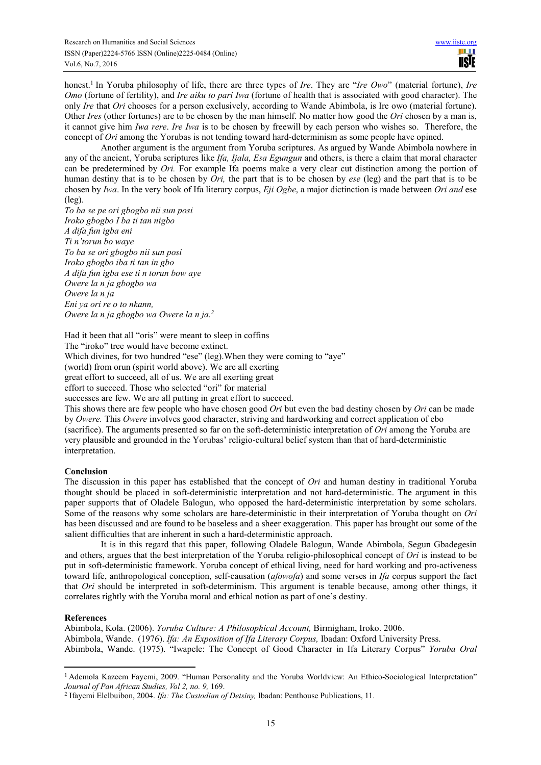honest.[1] In Yoruba philosophy of life, there are three types of *Ire*. They are "*Ire Owo*" (material fortune), *Ire Omo* (fortune of fertility), and *Ire aiku to pari Iwa* (fortune of health that is associated with good character). The only *Ire* that *Ori* chooses for a person exclusively, according to Wande Abimbola, is Ire owo (material fortune). Other *Ires* (other fortunes) are to be chosen by the man himself. No matter how good the *Ori* chosen by a man is, it cannot give him *Iwa rere*. *Ire Iwa* is to be chosen by freewill by each person who wishes so. Therefore, the concept of *Ori* among the Yorubas is not tending toward hard-determinism as some people have opined.

Another argument is the argument from Yoruba scriptures. As argued by Wande Abimbola nowhere in any of the ancient, Yoruba scriptures like *Ifa, Ijala, Esa Egungun* and others, is there a claim that moral character can be predetermined by *Ori.* For example Ifa poems make a very clear cut distinction among the portion of human destiny that is to be chosen by *Ori,* the part that is to be chosen by *ese* (leg) and the part that is to be chosen by *Iwa*. In the very book of Ifa literary corpus, *Eji Ogbe*, a major dictinction is made between *Ori and* ese (leg).

*To ba se pe ori gbogbo nii sun posi*
*Iroko gbogbo I ba ti tan nigbo*
*A difa fun igba eni*
*Ti n'torun bo waye*
*To ba se ori gbogbo nii sun posi*
*Iroko gbogbo iba ti tan in gbo*
*A difa fun igba ese ti n torun bow aye*
*Owere la n ja gbogbo wa*
*Owere la n ja*
*Eni ya ori re o to nkann,*
*Owere la n ja gbogbo wa Owere la n ja.*[2]

Had it been that all "oris" were meant to sleep in coffins
The "iroko" tree would have become extinct.
Which divines, for two hundred "ese" (leg).When they were coming to "aye"
(world) from orun (spirit world above). We are all exerting
great effort to succeed, all of us. We are all exerting great
effort to succeed. Those who selected "ori" for material
successes are few. We are all putting in great effort to succeed.

This shows there are few people who have chosen good *Ori* but even the bad destiny chosen by *Ori* can be made by *Owere.* This *Owere* involves good character, striving and hardworking and correct application of ebo (sacrifice). The arguments presented so far on the soft-deterministic interpretation of *Ori* among the Yoruba are very plausible and grounded in the Yorubas' religio-cultural belief system than that of hard-deterministic interpretation.

## Conclusion

The discussion in this paper has established that the concept of *Ori* and human destiny in traditional Yoruba thought should be placed in soft-deterministic interpretation and not hard-deterministic. The argument in this paper supports that of Oladele Balogun, who opposed the hard-deterministic interpretation by some scholars. Some of the reasons why some scholars are hare-deterministic in their interpretation of Yoruba thought on *Ori* has been discussed and are found to be baseless and a sheer exaggeration. This paper has brought out some of the salient difficulties that are inherent in such a hard-deterministic approach.

It is in this regard that this paper, following Oladele Balogun, Wande Abimbola, Segun Gbadegesin and others, argues that the best interpretation of the Yoruba religio-philosophical concept of *Ori* is instead to be put in soft-deterministic framework. Yoruba concept of ethical living, need for hard working and pro-activeness toward life, anthropological conception, self-causation (*afowofa*) and some verses in *Ifa* corpus support the fact that *Ori* should be interpreted in soft-determinism. This argument is tenable because, among other things, it correlates rightly with the Yoruba moral and ethical notion as part of one's destiny.

## References

Abimbola, Kola. (2006). *Yoruba Culture: A Philosophical Account,* Birmigham, Iroko. 2006.

Abimbola, Wande. (1976). *Ifa: An Exposition of Ifa Literary Corpus,* Ibadan: Oxford University Press.

Abimbola, Wande. (1975). "Iwapele: The Concept of Good Character in Ifa Literary Corpus" *Yoruba Oral*

---

[1] Ademola Kazeem Fayemi, 2009. "Human Personality and the Yoruba Worldview: An Ethico-Sociological Interpretation" *Journal of Pan African Studies, Vol 2, no. 9,* 169.

[2] Ifayemi Elelbuibon, 2004. *Ifa: The Custodian of Detsiny,* Ibadan: Penthouse Publications, 11.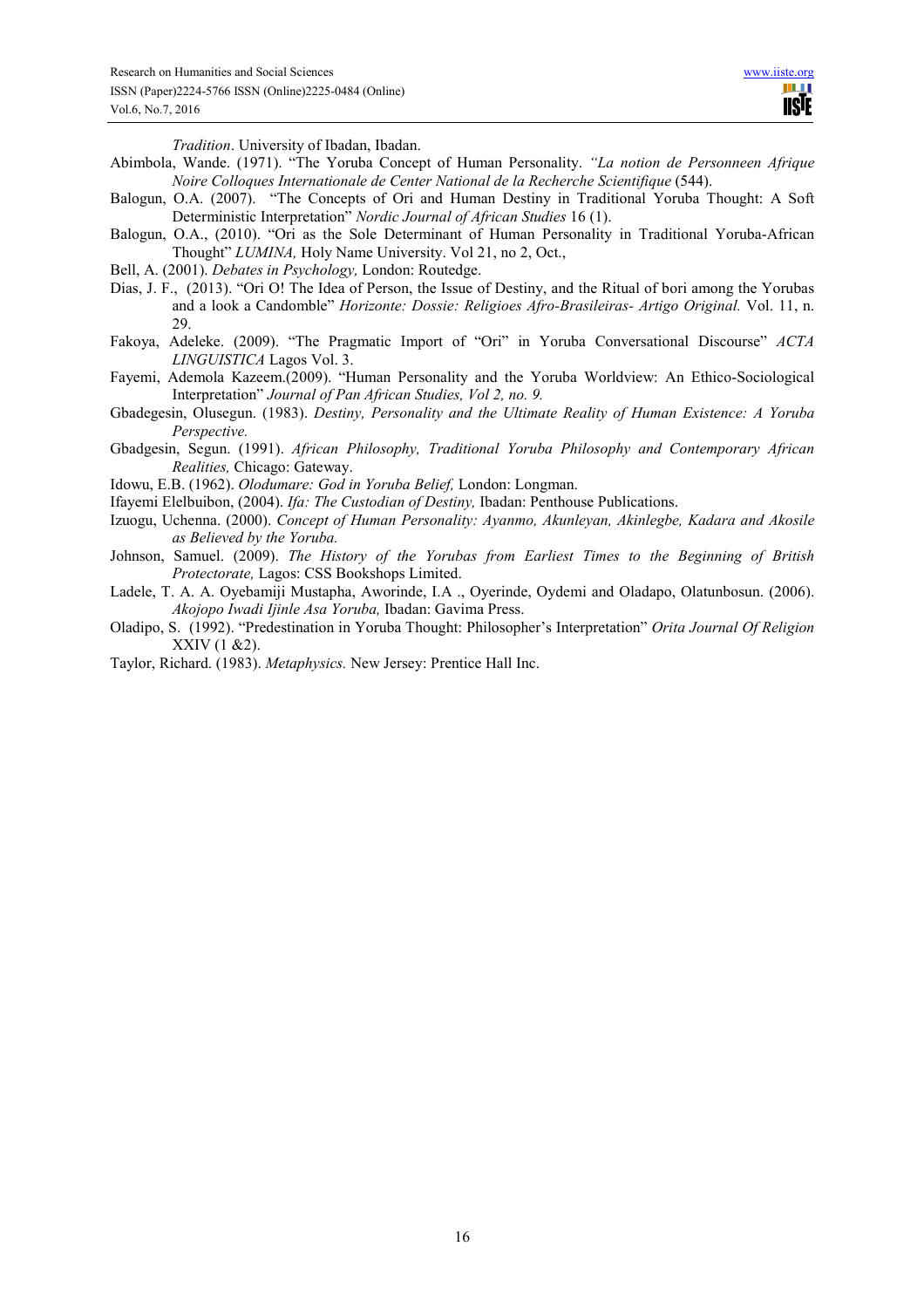*Tradition*. University of Ibadan, Ibadan.

Abimbola, Wande. (1971). "The Yoruba Concept of Human Personality. *"La notion de Personneen Afrique Noire Colloques Internationale de Center National de la Recherche Scientifique* (544).

Balogun, O.A. (2007). "The Concepts of Ori and Human Destiny in Traditional Yoruba Thought: A Soft Deterministic Interpretation" *Nordic Journal of African Studies* 16 (1).

Balogun, O.A., (2010). "Ori as the Sole Determinant of Human Personality in Traditional Yoruba-African Thought" *LUMINA,* Holy Name University. Vol 21, no 2, Oct.,

Bell, A. (2001). *Debates in Psychology,* London: Routedge.

Dias, J. F., (2013). "Ori O! The Idea of Person, the Issue of Destiny, and the Ritual of bori among the Yorubas and a look a Candomble" *Horizonte: Dossie: Religioes Afro-Brasileiras- Artigo Original.* Vol. 11, n. 29.

Fakoya, Adeleke. (2009). "The Pragmatic Import of "Ori" in Yoruba Conversational Discourse" *ACTA LINGUISTICA* Lagos Vol. 3.

Fayemi, Ademola Kazeem.(2009). "Human Personality and the Yoruba Worldview: An Ethico-Sociological Interpretation" *Journal of Pan African Studies, Vol 2, no. 9.*

Gbadegesin, Olusegun. (1983). *Destiny, Personality and the Ultimate Reality of Human Existence: A Yoruba Perspective.*

Gbadgesin, Segun. (1991). *African Philosophy, Traditional Yoruba Philosophy and Contemporary African Realities,* Chicago: Gateway.

Idowu, E.B. (1962). *Olodumare: God in Yoruba Belief,* London: Longman.

Ifayemi Elelbuibon, (2004). *Ifa: The Custodian of Destiny,* Ibadan: Penthouse Publications.

Izuogu, Uchenna. (2000). *Concept of Human Personality: Ayanmo, Akunleyan, Akinlegbe, Kadara and Akosile as Believed by the Yoruba.*

Johnson, Samuel. (2009). *The History of the Yorubas from Earliest Times to the Beginning of British Protectorate,* Lagos: CSS Bookshops Limited.

Ladele, T. A. A. Oyebamiji Mustapha, Aworinde, I.A ., Oyerinde, Oydemi and Oladapo, Olatunbosun. (2006). *Akojopo Iwadi Ijinle Asa Yoruba,* Ibadan: Gavima Press.

Oladipo, S. (1992). "Predestination in Yoruba Thought: Philosopher's Interpretation" *Orita Journal Of Religion* XXIV (1 &2).

Taylor, Richard. (1983). *Metaphysics.* New Jersey: Prentice Hall Inc.